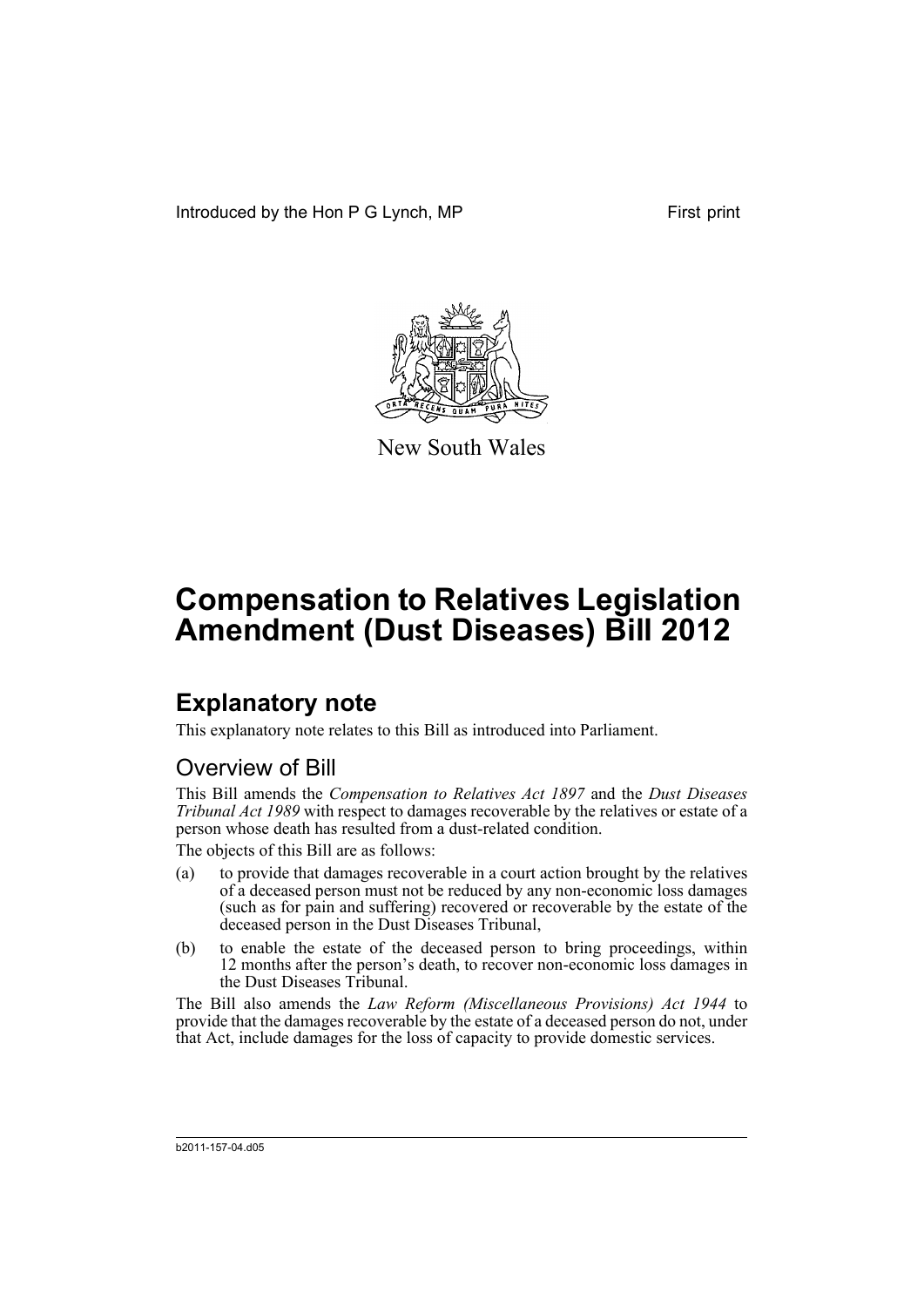Introduced by the Hon P G Lynch, MP

First print

New South Wales

# Compensation to Relatives Legislation Amendment (Dust Diseases) Bill 2012

## Explanatory note

This explanatory note relates to this Bill as introduced into Parliament.

### Overview of Bill

This Bill amends the *Compensation to Relatives Act 1897* and the *Dust Diseases Tribunal Act 1989* with respect to damages recoverable by the relatives or estate of a person whose death has resulted from a dust-related condition.

The objects of this Bill are as follows:

(a) to provide that damages recoverable in a court action brought by the relatives of a deceased person must not be reduced by any non-economic loss damages (such as for pain and suffering) recovered or recoverable by the estate of the deceased person in the Dust Diseases Tribunal,

(b) to enable the estate of the deceased person to bring proceedings, within 12 months after the person's death, to recover non-economic loss damages in the Dust Diseases Tribunal.

The Bill also amends the *Law Reform (Miscellaneous Provisions) Act 1944* to provide that the damages recoverable by the estate of a deceased person do not, under that Act, include damages for the loss of capacity to provide domestic services.

b2011-157-04.d05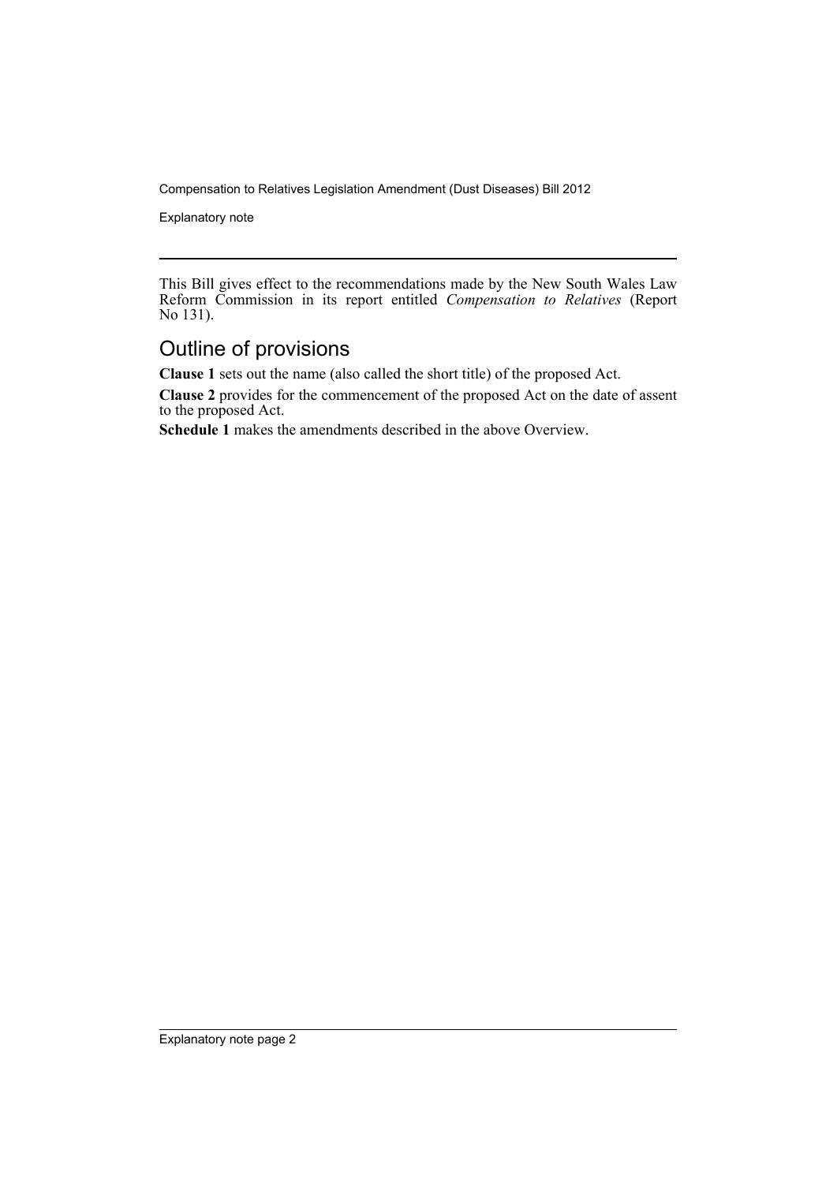This Bill gives effect to the recommendations made by the New South Wales Law Reform Commission in its report entitled *Compensation to Relatives* (Report No 131).

## Outline of provisions

**Clause 1** sets out the name (also called the short title) of the proposed Act.

**Clause 2** provides for the commencement of the proposed Act on the date of assent to the proposed Act.

**Schedule 1** makes the amendments described in the above Overview.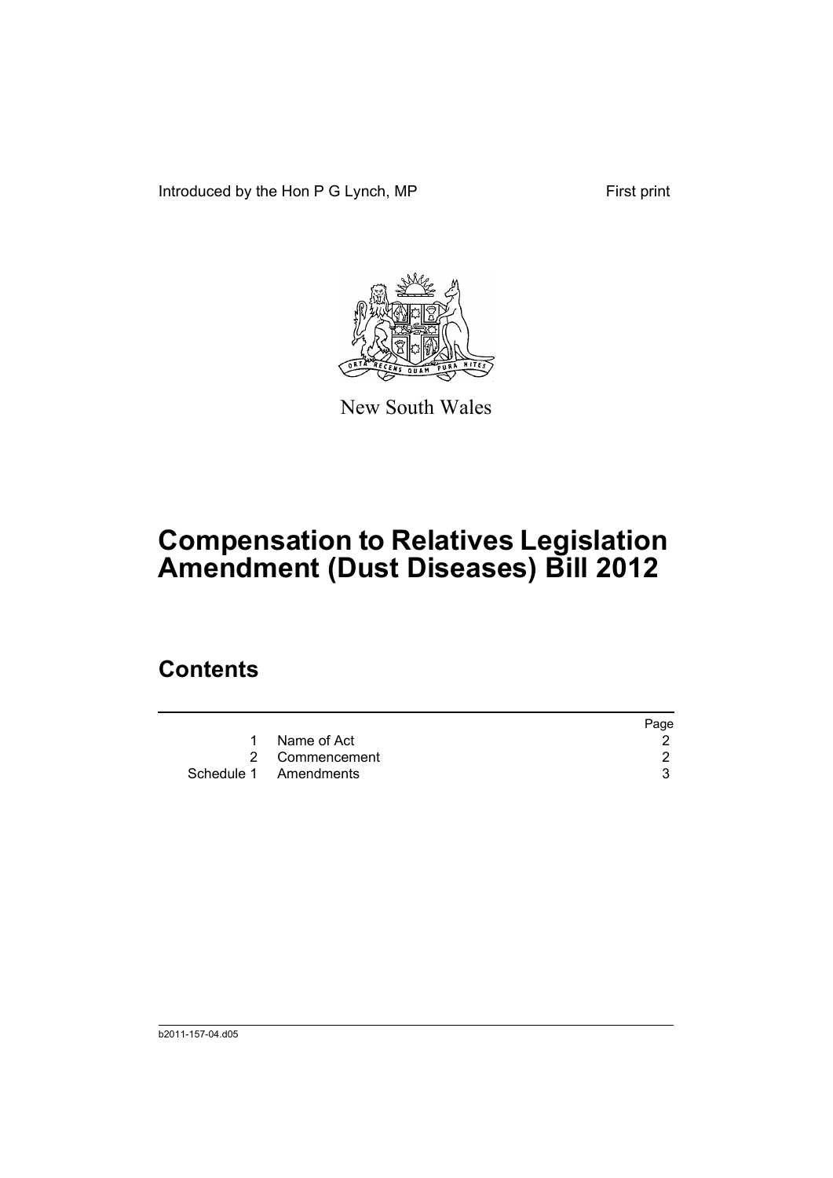Introduced by the Hon P G Lynch, MP

First print

New South Wales

# Compensation to Relatives Legislation Amendment (Dust Diseases) Bill 2012

## Contents

| | | Page |
|---|---|---|
| 1 | Name of Act | 2 |
| 2 | Commencement | 2 |
| Schedule 1 | Amendments | 3 |

b2011-157-04.d05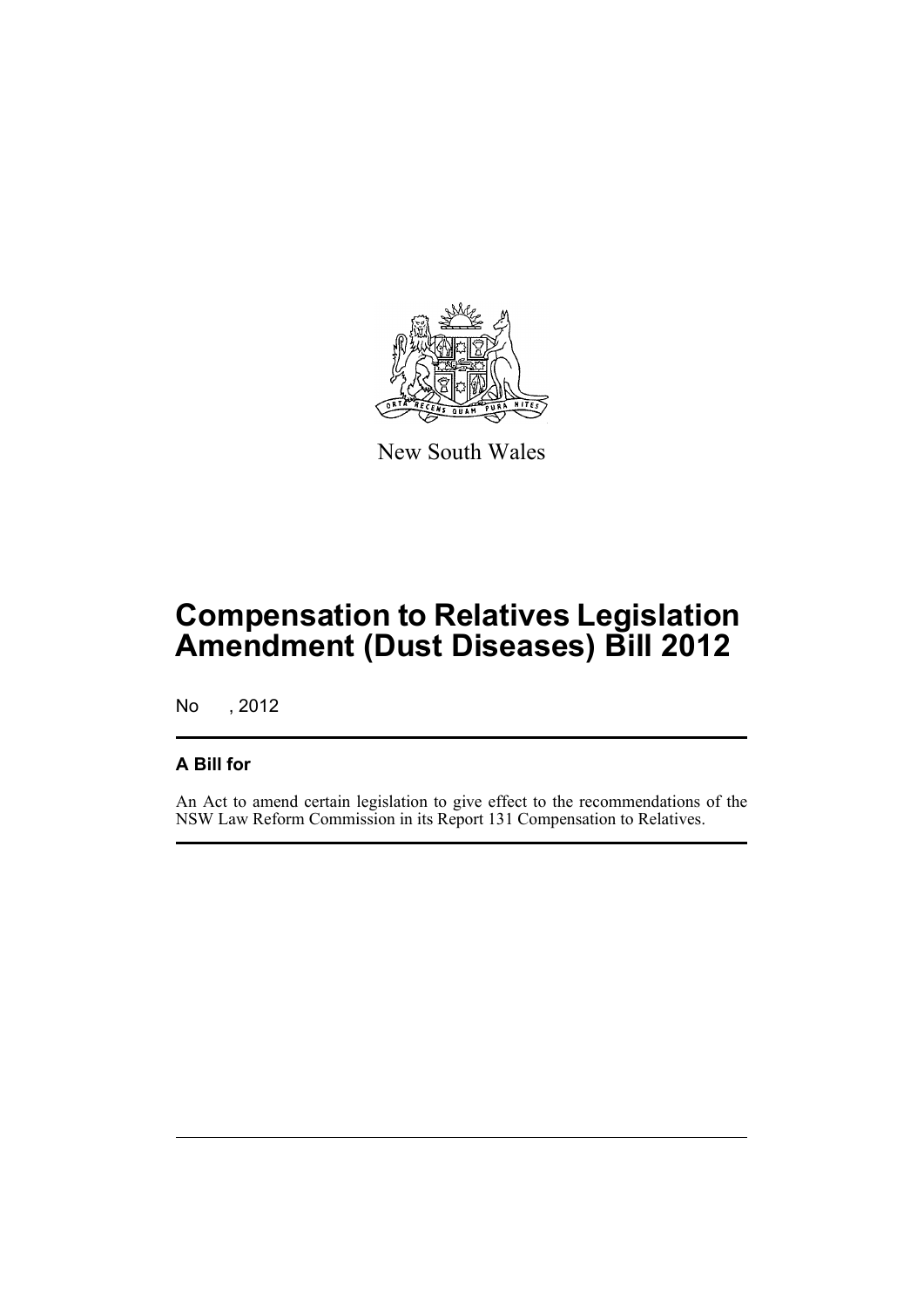New South Wales

# Compensation to Relatives Legislation Amendment (Dust Diseases) Bill 2012

No , 2012

## A Bill for

An Act to amend certain legislation to give effect to the recommendations of the NSW Law Reform Commission in its Report 131 Compensation to Relatives.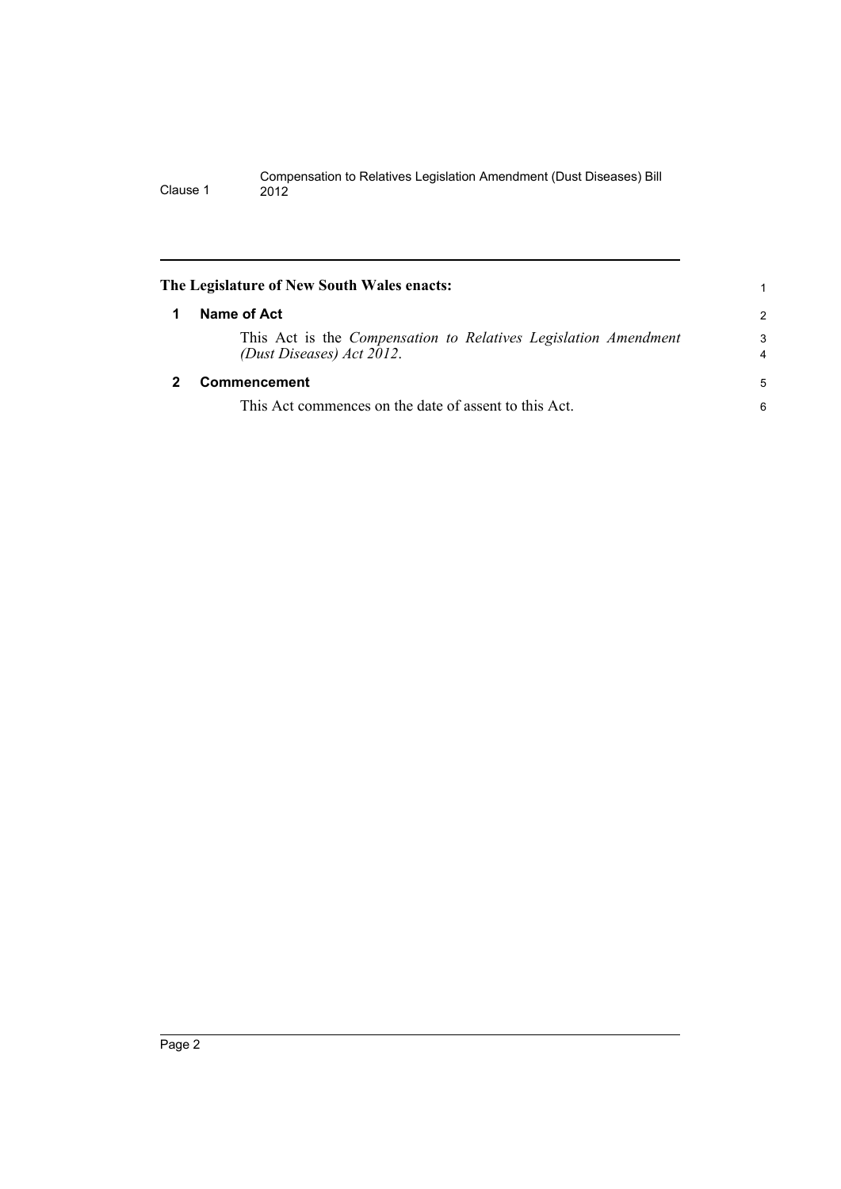**The Legislature of New South Wales enacts:**

## 1 Name of Act

This Act is the *Compensation to Relatives Legislation Amendment (Dust Diseases) Act 2012*.

## 2 Commencement

This Act commences on the date of assent to this Act.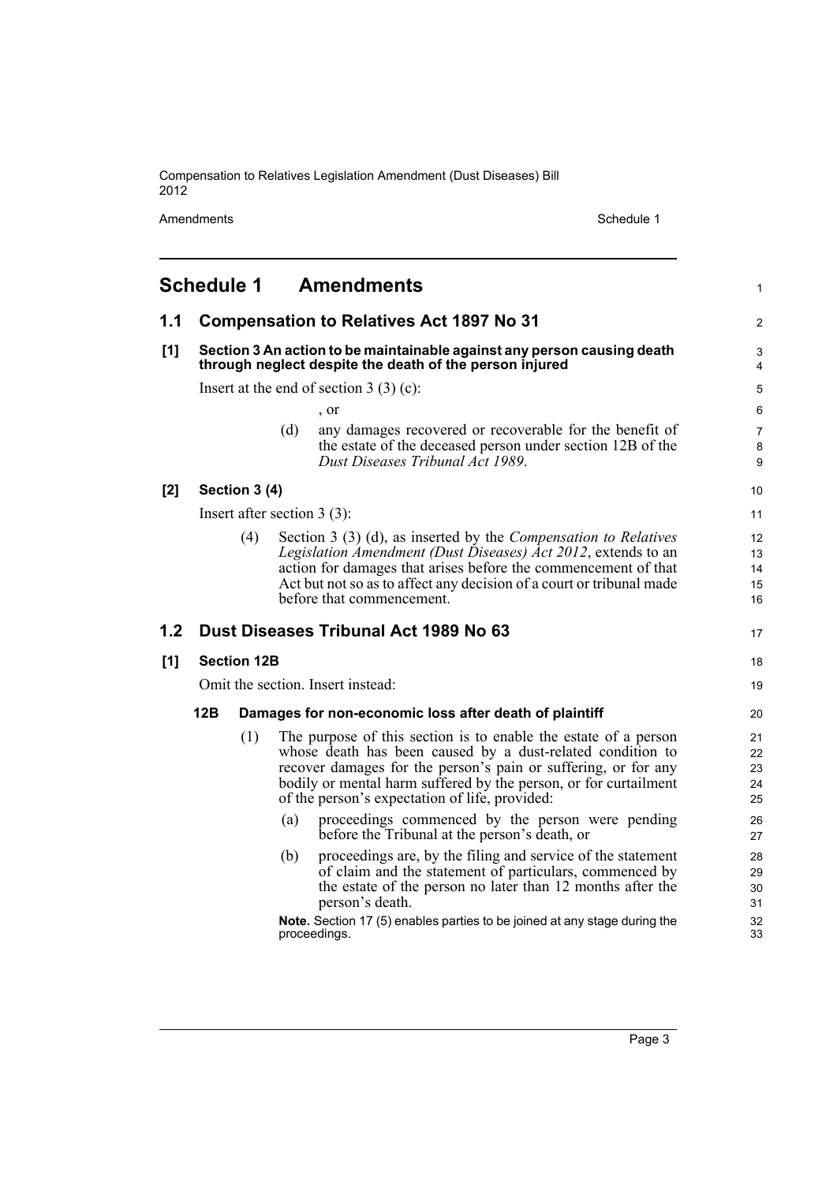# Schedule 1 Amendments

## 1.1 Compensation to Relatives Act 1897 No 31

### [1] Section 3 An action to be maintainable against any person causing death through neglect despite the death of the person injured

Insert at the end of section 3 (3) (c):

, or

(d) any damages recovered or recoverable for the benefit of the estate of the deceased person under section 12B of the *Dust Diseases Tribunal Act 1989*.

### [2] Section 3 (4)

Insert after section 3 (3):

(4) Section 3 (3) (d), as inserted by the *Compensation to Relatives Legislation Amendment (Dust Diseases) Act 2012*, extends to an action for damages that arises before the commencement of that Act but not so as to affect any decision of a court or tribunal made before that commencement.

## 1.2 Dust Diseases Tribunal Act 1989 No 63

### [1] Section 12B

Omit the section. Insert instead:

#### 12B Damages for non-economic loss after death of plaintiff

(1) The purpose of this section is to enable the estate of a person whose death has been caused by a dust-related condition to recover damages for the person's pain or suffering, or for any bodily or mental harm suffered by the person, or for curtailment of the person's expectation of life, provided:

(a) proceedings commenced by the person were pending before the Tribunal at the person's death, or

(b) proceedings are, by the filing and service of the statement of claim and the statement of particulars, commenced by the estate of the person no later than 12 months after the person's death.

**Note.** Section 17 (5) enables parties to be joined at any stage during the proceedings.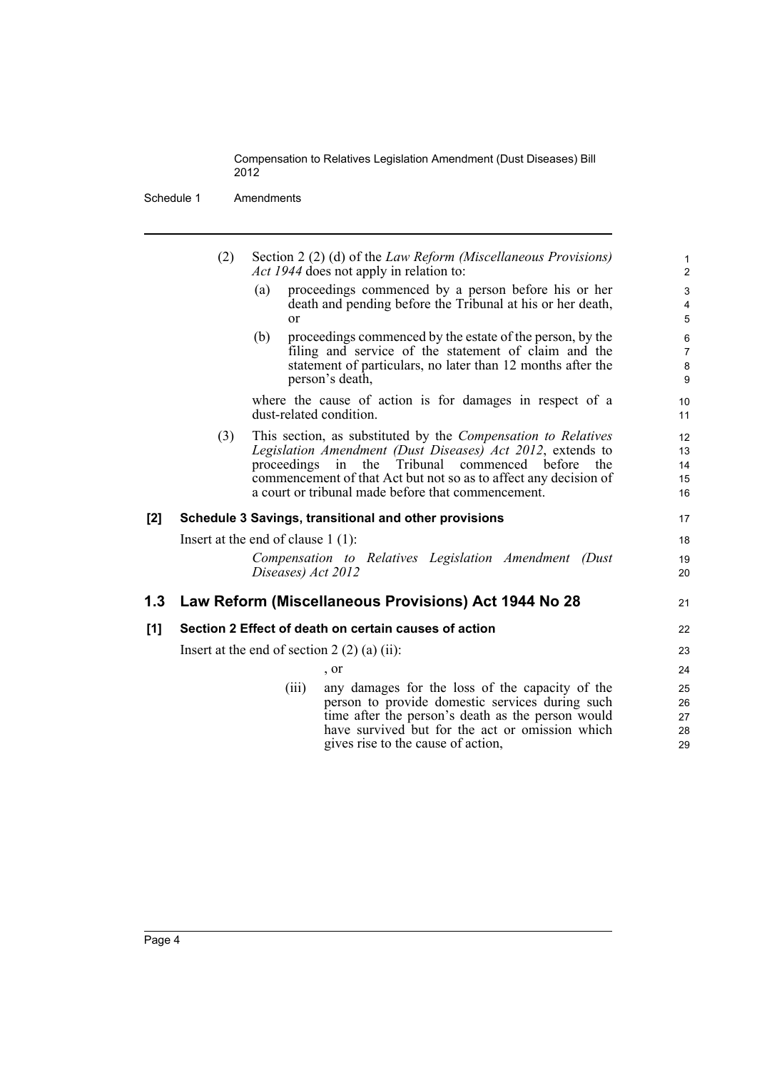(2) Section 2 (2) (d) of the *Law Reform (Miscellaneous Provisions) Act 1944* does not apply in relation to:

- (a) proceedings commenced by a person before his or her death and pending before the Tribunal at his or her death, or
- (b) proceedings commenced by the estate of the person, by the filing and service of the statement of claim and the statement of particulars, no later than 12 months after the person's death,

where the cause of action is for damages in respect of a dust-related condition.

(3) This section, as substituted by the *Compensation to Relatives Legislation Amendment (Dust Diseases) Act 2012*, extends to proceedings in the Tribunal commenced before the commencement of that Act but not so as to affect any decision of a court or tribunal made before that commencement.

**[2] Schedule 3 Savings, transitional and other provisions**

Insert at the end of clause 1 (1):

*Compensation to Relatives Legislation Amendment (Dust Diseases) Act 2012*

## 1.3 Law Reform (Miscellaneous Provisions) Act 1944 No 28

**[1] Section 2 Effect of death on certain causes of action**

Insert at the end of section 2 (2) (a) (ii):

, or

(iii) any damages for the loss of the capacity of the person to provide domestic services during such time after the person's death as the person would have survived but for the act or omission which gives rise to the cause of action,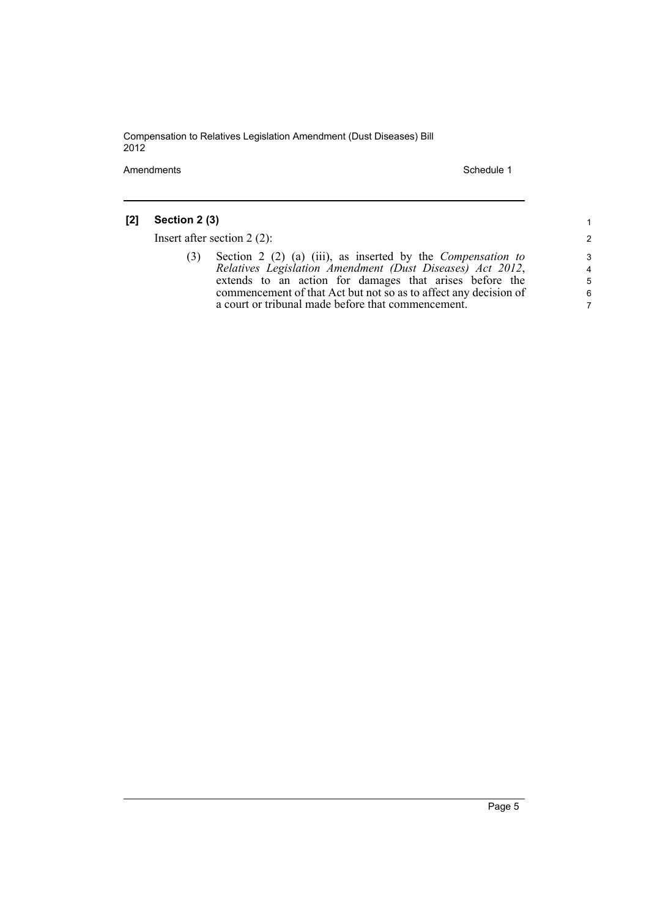**[2] Section 2 (3)**

Insert after section 2 (2):

(3) Section 2 (2) (a) (iii), as inserted by the *Compensation to Relatives Legislation Amendment (Dust Diseases) Act 2012*, extends to an action for damages that arises before the commencement of that Act but not so as to affect any decision of a court or tribunal made before that commencement.